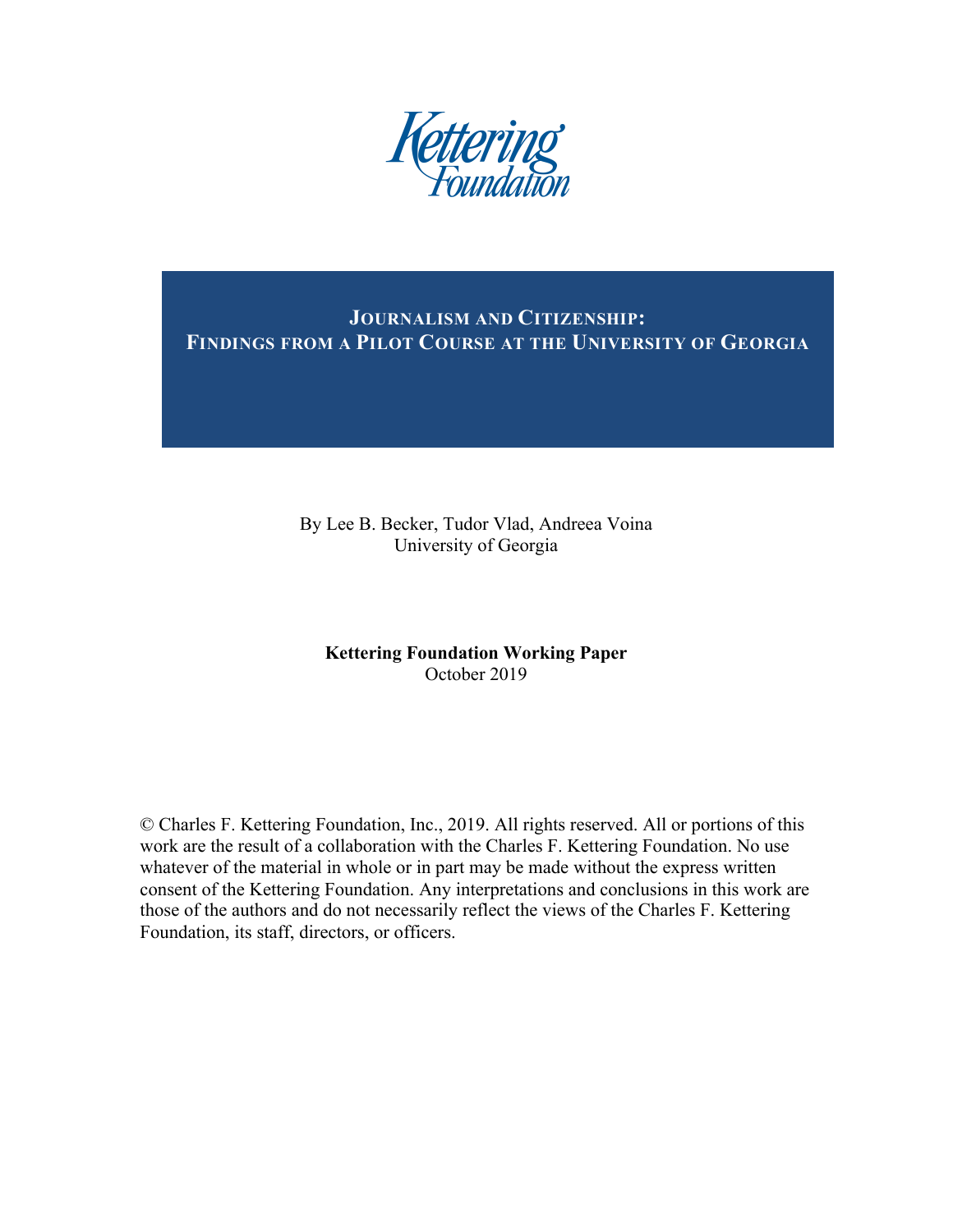Kettering Foundation

# Journalism and Citizenship: Findings from a Pilot Course at the University of Georgia

By Lee B. Becker, Tudor Vlad, Andreea Voina
University of Georgia

**Kettering Foundation Working Paper**
October 2019

© Charles F. Kettering Foundation, Inc., 2019. All rights reserved. All or portions of this work are the result of a collaboration with the Charles F. Kettering Foundation. No use whatever of the material in whole or in part may be made without the express written consent of the Kettering Foundation. Any interpretations and conclusions in this work are those of the authors and do not necessarily reflect the views of the Charles F. Kettering Foundation, its staff, directors, or officers.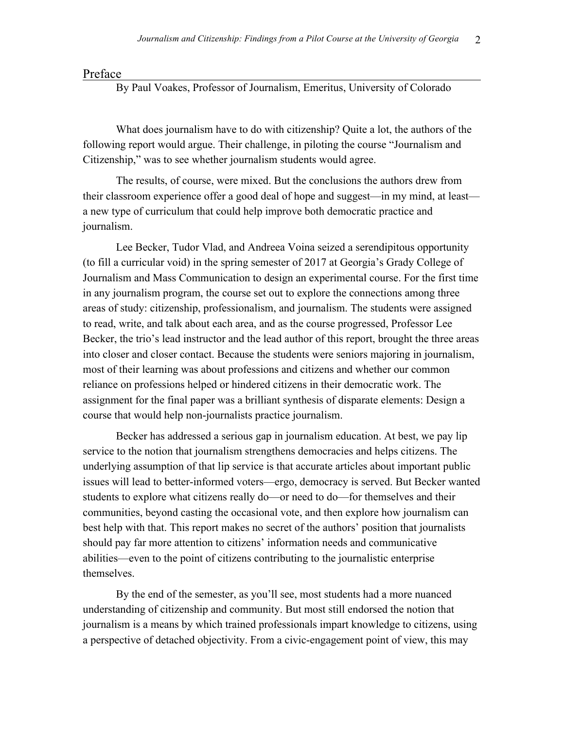## Preface

By Paul Voakes, Professor of Journalism, Emeritus, University of Colorado

What does journalism have to do with citizenship? Quite a lot, the authors of the following report would argue. Their challenge, in piloting the course "Journalism and Citizenship," was to see whether journalism students would agree.

The results, of course, were mixed. But the conclusions the authors drew from their classroom experience offer a good deal of hope and suggest—in my mind, at least—a new type of curriculum that could help improve both democratic practice and journalism.

Lee Becker, Tudor Vlad, and Andreea Voina seized a serendipitous opportunity (to fill a curricular void) in the spring semester of 2017 at Georgia's Grady College of Journalism and Mass Communication to design an experimental course. For the first time in any journalism program, the course set out to explore the connections among three areas of study: citizenship, professionalism, and journalism. The students were assigned to read, write, and talk about each area, and as the course progressed, Professor Lee Becker, the trio's lead instructor and the lead author of this report, brought the three areas into closer and closer contact. Because the students were seniors majoring in journalism, most of their learning was about professions and citizens and whether our common reliance on professions helped or hindered citizens in their democratic work. The assignment for the final paper was a brilliant synthesis of disparate elements: Design a course that would help non-journalists practice journalism.

Becker has addressed a serious gap in journalism education. At best, we pay lip service to the notion that journalism strengthens democracies and helps citizens. The underlying assumption of that lip service is that accurate articles about important public issues will lead to better-informed voters—ergo, democracy is served. But Becker wanted students to explore what citizens really do—or need to do—for themselves and their communities, beyond casting the occasional vote, and then explore how journalism can best help with that. This report makes no secret of the authors' position that journalists should pay far more attention to citizens' information needs and communicative abilities—even to the point of citizens contributing to the journalistic enterprise themselves.

By the end of the semester, as you'll see, most students had a more nuanced understanding of citizenship and community. But most still endorsed the notion that journalism is a means by which trained professionals impart knowledge to citizens, using a perspective of detached objectivity. From a civic-engagement point of view, this may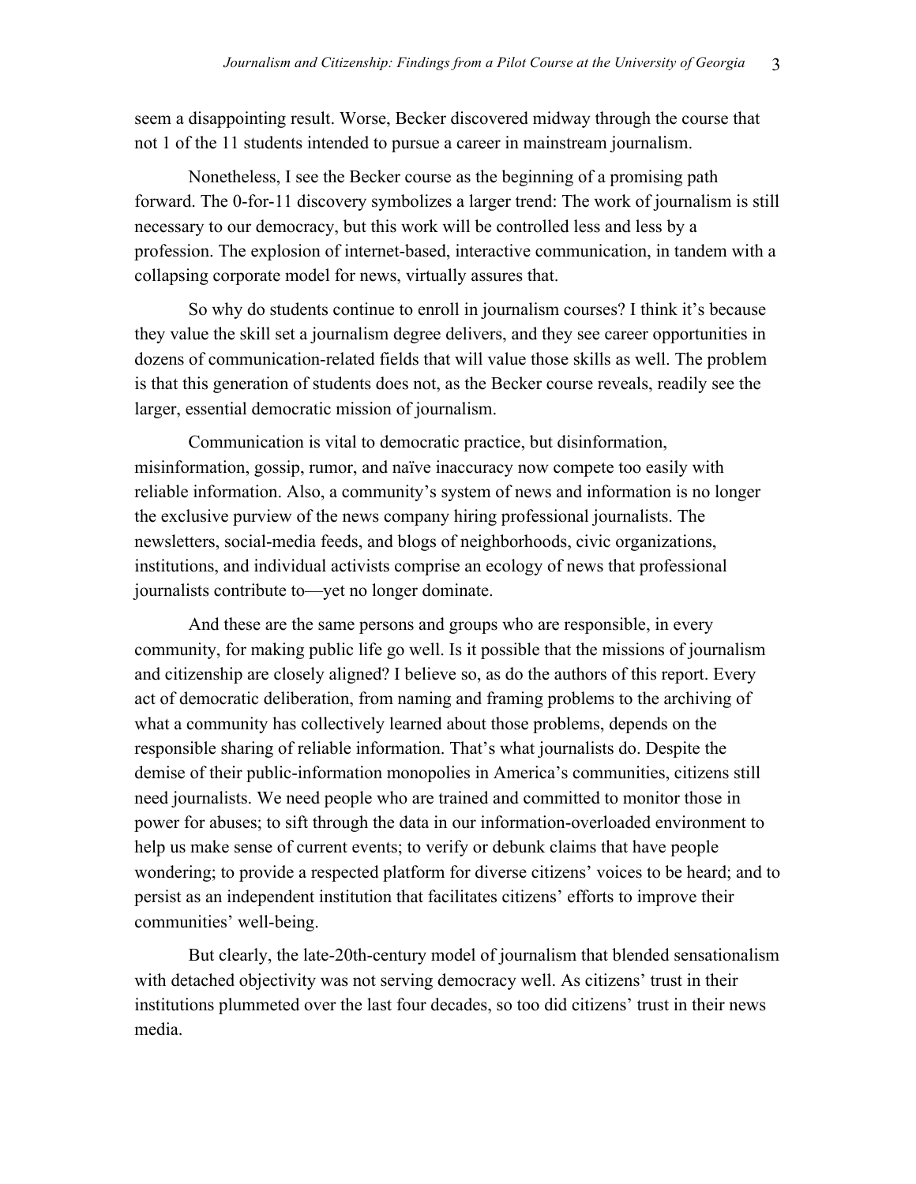seem a disappointing result. Worse, Becker discovered midway through the course that not 1 of the 11 students intended to pursue a career in mainstream journalism.

Nonetheless, I see the Becker course as the beginning of a promising path forward. The 0-for-11 discovery symbolizes a larger trend: The work of journalism is still necessary to our democracy, but this work will be controlled less and less by a profession. The explosion of internet-based, interactive communication, in tandem with a collapsing corporate model for news, virtually assures that.

So why do students continue to enroll in journalism courses? I think it's because they value the skill set a journalism degree delivers, and they see career opportunities in dozens of communication-related fields that will value those skills as well. The problem is that this generation of students does not, as the Becker course reveals, readily see the larger, essential democratic mission of journalism.

Communication is vital to democratic practice, but disinformation, misinformation, gossip, rumor, and naïve inaccuracy now compete too easily with reliable information. Also, a community's system of news and information is no longer the exclusive purview of the news company hiring professional journalists. The newsletters, social-media feeds, and blogs of neighborhoods, civic organizations, institutions, and individual activists comprise an ecology of news that professional journalists contribute to—yet no longer dominate.

And these are the same persons and groups who are responsible, in every community, for making public life go well. Is it possible that the missions of journalism and citizenship are closely aligned? I believe so, as do the authors of this report. Every act of democratic deliberation, from naming and framing problems to the archiving of what a community has collectively learned about those problems, depends on the responsible sharing of reliable information. That's what journalists do. Despite the demise of their public-information monopolies in America's communities, citizens still need journalists. We need people who are trained and committed to monitor those in power for abuses; to sift through the data in our information-overloaded environment to help us make sense of current events; to verify or debunk claims that have people wondering; to provide a respected platform for diverse citizens' voices to be heard; and to persist as an independent institution that facilitates citizens' efforts to improve their communities' well-being.

But clearly, the late-20th-century model of journalism that blended sensationalism with detached objectivity was not serving democracy well. As citizens' trust in their institutions plummeted over the last four decades, so too did citizens' trust in their news media.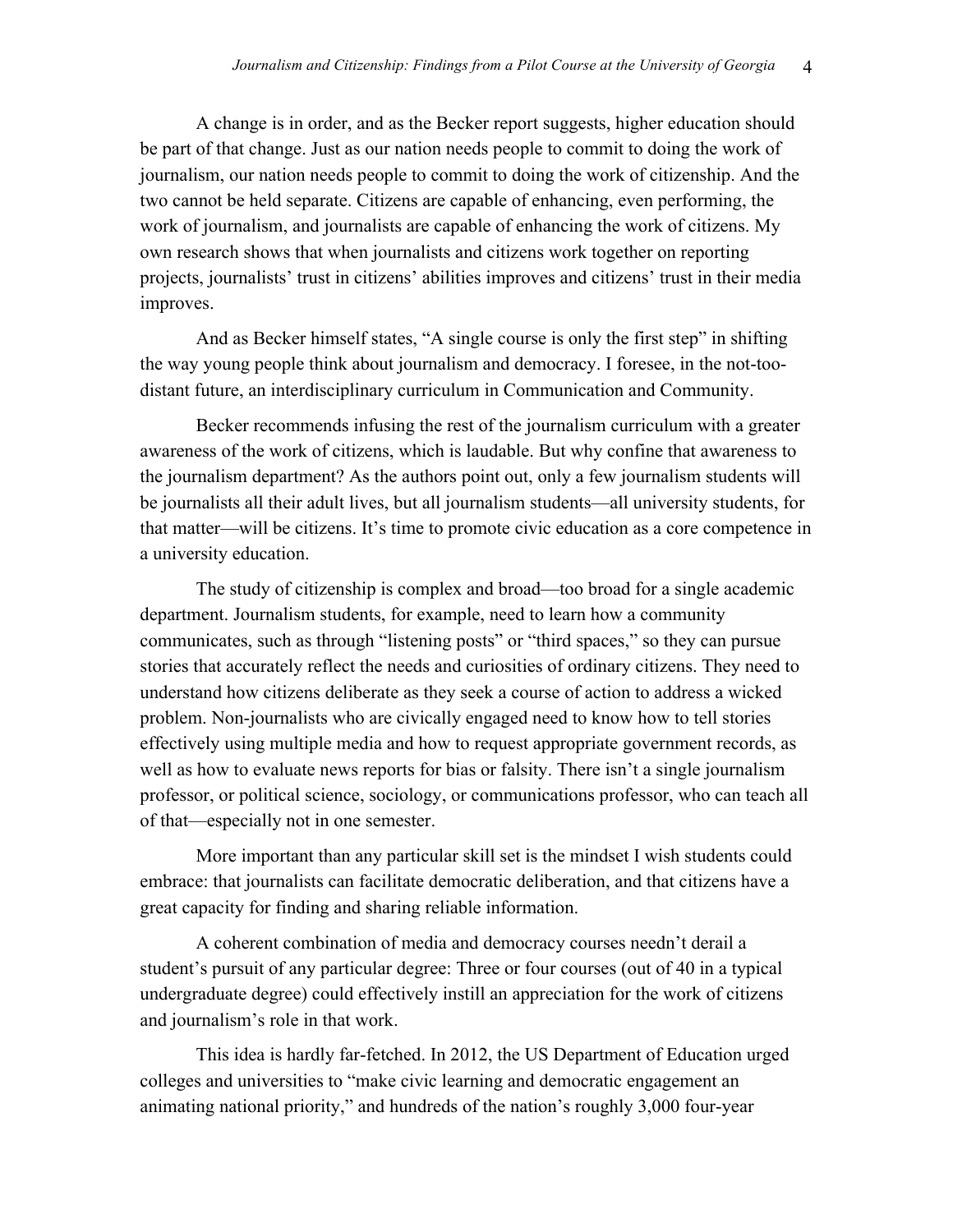A change is in order, and as the Becker report suggests, higher education should be part of that change. Just as our nation needs people to commit to doing the work of journalism, our nation needs people to commit to doing the work of citizenship. And the two cannot be held separate. Citizens are capable of enhancing, even performing, the work of journalism, and journalists are capable of enhancing the work of citizens. My own research shows that when journalists and citizens work together on reporting projects, journalists' trust in citizens' abilities improves and citizens' trust in their media improves.

And as Becker himself states, "A single course is only the first step" in shifting the way young people think about journalism and democracy. I foresee, in the not-too-distant future, an interdisciplinary curriculum in Communication and Community.

Becker recommends infusing the rest of the journalism curriculum with a greater awareness of the work of citizens, which is laudable. But why confine that awareness to the journalism department? As the authors point out, only a few journalism students will be journalists all their adult lives, but all journalism students—all university students, for that matter—will be citizens. It's time to promote civic education as a core competence in a university education.

The study of citizenship is complex and broad—too broad for a single academic department. Journalism students, for example, need to learn how a community communicates, such as through "listening posts" or "third spaces," so they can pursue stories that accurately reflect the needs and curiosities of ordinary citizens. They need to understand how citizens deliberate as they seek a course of action to address a wicked problem. Non-journalists who are civically engaged need to know how to tell stories effectively using multiple media and how to request appropriate government records, as well as how to evaluate news reports for bias or falsity. There isn't a single journalism professor, or political science, sociology, or communications professor, who can teach all of that—especially not in one semester.

More important than any particular skill set is the mindset I wish students could embrace: that journalists can facilitate democratic deliberation, and that citizens have a great capacity for finding and sharing reliable information.

A coherent combination of media and democracy courses needn't derail a student's pursuit of any particular degree: Three or four courses (out of 40 in a typical undergraduate degree) could effectively instill an appreciation for the work of citizens and journalism's role in that work.

This idea is hardly far-fetched. In 2012, the US Department of Education urged colleges and universities to "make civic learning and democratic engagement an animating national priority," and hundreds of the nation's roughly 3,000 four-year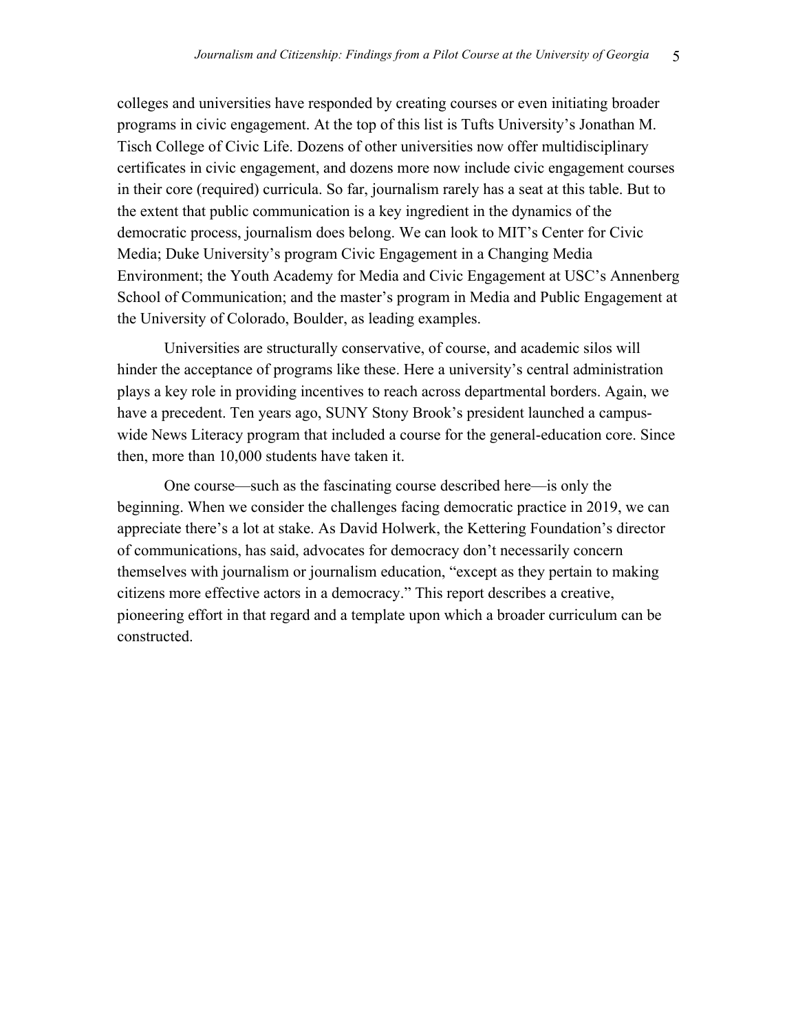colleges and universities have responded by creating courses or even initiating broader programs in civic engagement. At the top of this list is Tufts University's Jonathan M. Tisch College of Civic Life. Dozens of other universities now offer multidisciplinary certificates in civic engagement, and dozens more now include civic engagement courses in their core (required) curricula. So far, journalism rarely has a seat at this table. But to the extent that public communication is a key ingredient in the dynamics of the democratic process, journalism does belong. We can look to MIT's Center for Civic Media; Duke University's program Civic Engagement in a Changing Media Environment; the Youth Academy for Media and Civic Engagement at USC's Annenberg School of Communication; and the master's program in Media and Public Engagement at the University of Colorado, Boulder, as leading examples.

Universities are structurally conservative, of course, and academic silos will hinder the acceptance of programs like these. Here a university's central administration plays a key role in providing incentives to reach across departmental borders. Again, we have a precedent. Ten years ago, SUNY Stony Brook's president launched a campus-wide News Literacy program that included a course for the general-education core. Since then, more than 10,000 students have taken it.

One course—such as the fascinating course described here—is only the beginning. When we consider the challenges facing democratic practice in 2019, we can appreciate there's a lot at stake. As David Holwerk, the Kettering Foundation's director of communications, has said, advocates for democracy don't necessarily concern themselves with journalism or journalism education, "except as they pertain to making citizens more effective actors in a democracy." This report describes a creative, pioneering effort in that regard and a template upon which a broader curriculum can be constructed.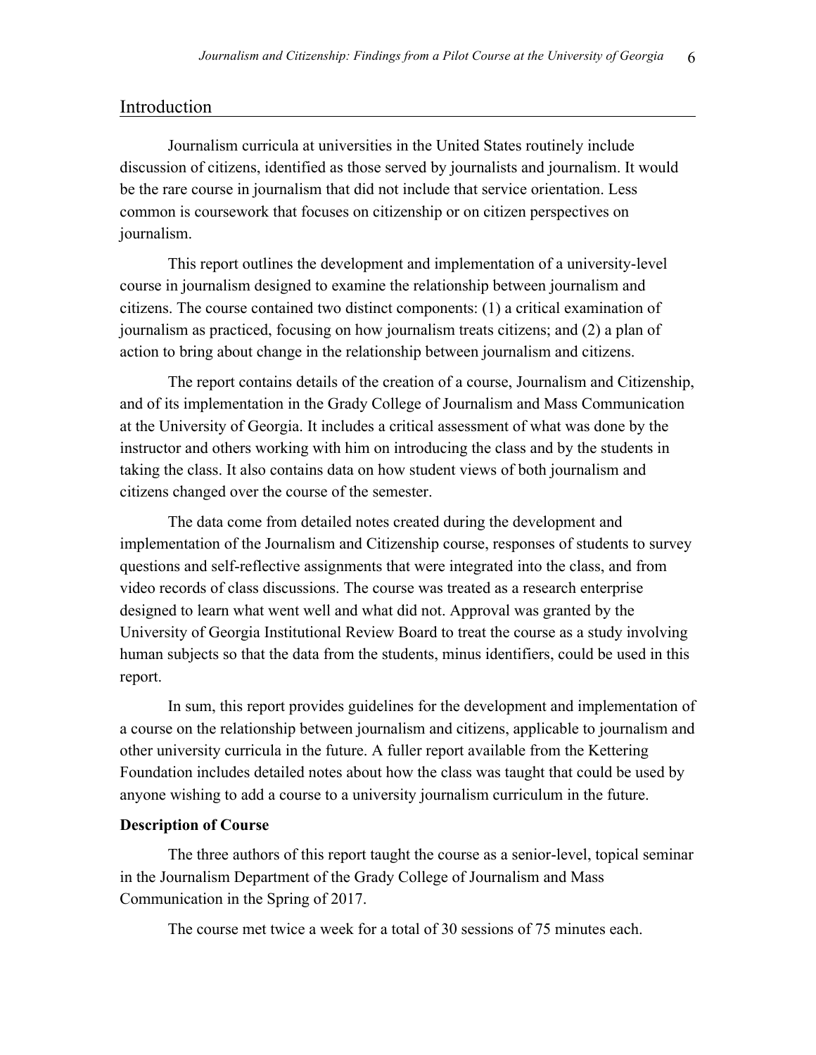## Introduction

Journalism curricula at universities in the United States routinely include discussion of citizens, identified as those served by journalists and journalism. It would be the rare course in journalism that did not include that service orientation. Less common is coursework that focuses on citizenship or on citizen perspectives on journalism.

This report outlines the development and implementation of a university-level course in journalism designed to examine the relationship between journalism and citizens. The course contained two distinct components: (1) a critical examination of journalism as practiced, focusing on how journalism treats citizens; and (2) a plan of action to bring about change in the relationship between journalism and citizens.

The report contains details of the creation of a course, Journalism and Citizenship, and of its implementation in the Grady College of Journalism and Mass Communication at the University of Georgia. It includes a critical assessment of what was done by the instructor and others working with him on introducing the class and by the students in taking the class. It also contains data on how student views of both journalism and citizens changed over the course of the semester.

The data come from detailed notes created during the development and implementation of the Journalism and Citizenship course, responses of students to survey questions and self-reflective assignments that were integrated into the class, and from video records of class discussions. The course was treated as a research enterprise designed to learn what went well and what did not. Approval was granted by the University of Georgia Institutional Review Board to treat the course as a study involving human subjects so that the data from the students, minus identifiers, could be used in this report.

In sum, this report provides guidelines for the development and implementation of a course on the relationship between journalism and citizens, applicable to journalism and other university curricula in the future. A fuller report available from the Kettering Foundation includes detailed notes about how the class was taught that could be used by anyone wishing to add a course to a university journalism curriculum in the future.

### Description of Course

The three authors of this report taught the course as a senior-level, topical seminar in the Journalism Department of the Grady College of Journalism and Mass Communication in the Spring of 2017.

The course met twice a week for a total of 30 sessions of 75 minutes each.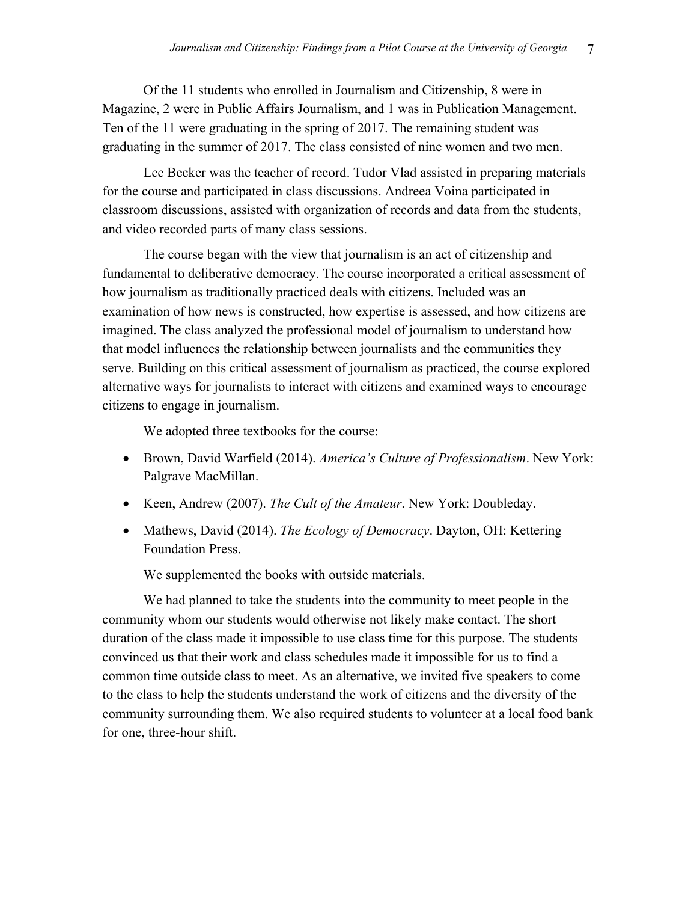Of the 11 students who enrolled in Journalism and Citizenship, 8 were in Magazine, 2 were in Public Affairs Journalism, and 1 was in Publication Management. Ten of the 11 were graduating in the spring of 2017. The remaining student was graduating in the summer of 2017. The class consisted of nine women and two men.

Lee Becker was the teacher of record. Tudor Vlad assisted in preparing materials for the course and participated in class discussions. Andreea Voina participated in classroom discussions, assisted with organization of records and data from the students, and video recorded parts of many class sessions.

The course began with the view that journalism is an act of citizenship and fundamental to deliberative democracy. The course incorporated a critical assessment of how journalism as traditionally practiced deals with citizens. Included was an examination of how news is constructed, how expertise is assessed, and how citizens are imagined. The class analyzed the professional model of journalism to understand how that model influences the relationship between journalists and the communities they serve. Building on this critical assessment of journalism as practiced, the course explored alternative ways for journalists to interact with citizens and examined ways to encourage citizens to engage in journalism.

We adopted three textbooks for the course:

- Brown, David Warfield (2014). *America's Culture of Professionalism*. New York: Palgrave MacMillan.
- Keen, Andrew (2007). *The Cult of the Amateur*. New York: Doubleday.
- Mathews, David (2014). *The Ecology of Democracy*. Dayton, OH: Kettering Foundation Press.

We supplemented the books with outside materials.

We had planned to take the students into the community to meet people in the community whom our students would otherwise not likely make contact. The short duration of the class made it impossible to use class time for this purpose. The students convinced us that their work and class schedules made it impossible for us to find a common time outside class to meet. As an alternative, we invited five speakers to come to the class to help the students understand the work of citizens and the diversity of the community surrounding them. We also required students to volunteer at a local food bank for one, three-hour shift.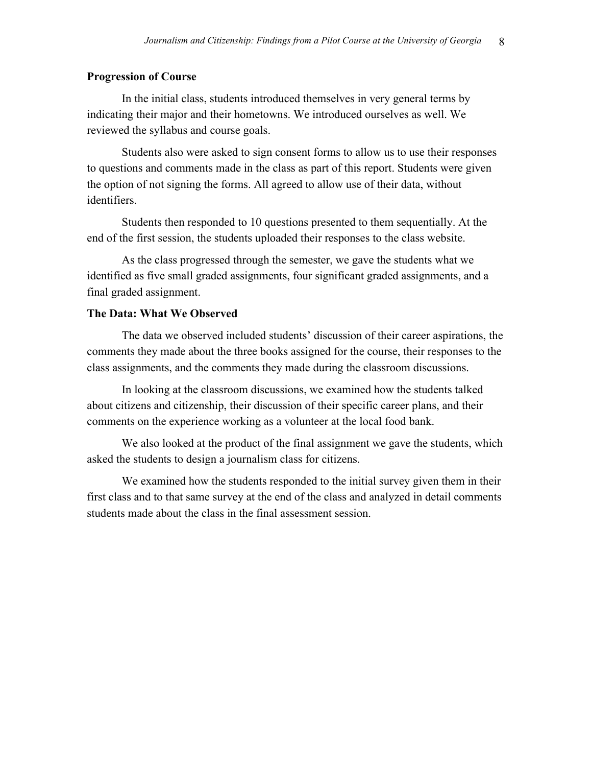**Progression of Course**

In the initial class, students introduced themselves in very general terms by indicating their major and their hometowns. We introduced ourselves as well. We reviewed the syllabus and course goals.

Students also were asked to sign consent forms to allow us to use their responses to questions and comments made in the class as part of this report. Students were given the option of not signing the forms. All agreed to allow use of their data, without identifiers.

Students then responded to 10 questions presented to them sequentially. At the end of the first session, the students uploaded their responses to the class website.

As the class progressed through the semester, we gave the students what we identified as five small graded assignments, four significant graded assignments, and a final graded assignment.

**The Data: What We Observed**

The data we observed included students' discussion of their career aspirations, the comments they made about the three books assigned for the course, their responses to the class assignments, and the comments they made during the classroom discussions.

In looking at the classroom discussions, we examined how the students talked about citizens and citizenship, their discussion of their specific career plans, and their comments on the experience working as a volunteer at the local food bank.

We also looked at the product of the final assignment we gave the students, which asked the students to design a journalism class for citizens.

We examined how the students responded to the initial survey given them in their first class and to that same survey at the end of the class and analyzed in detail comments students made about the class in the final assessment session.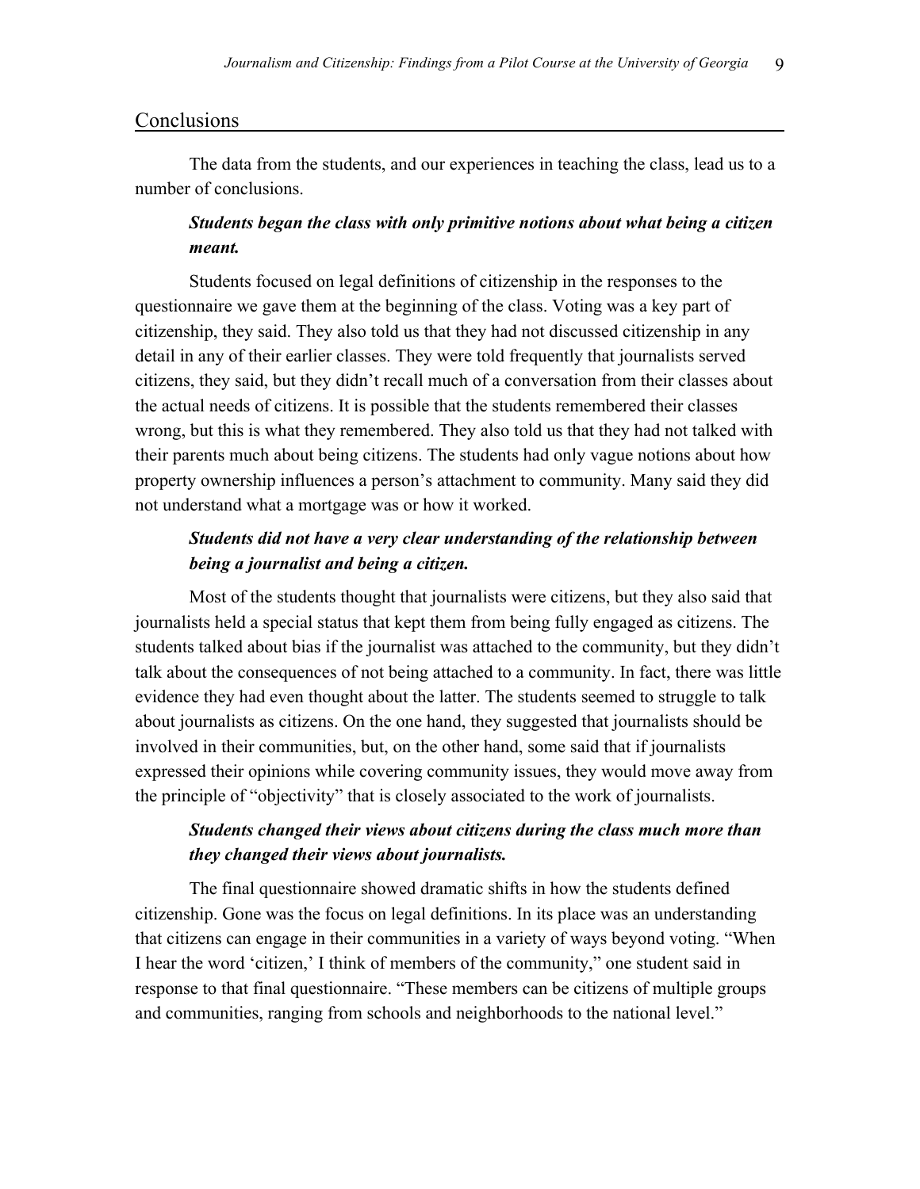## Conclusions

The data from the students, and our experiences in teaching the class, lead us to a number of conclusions.

***Students began the class with only primitive notions about what being a citizen meant.***

Students focused on legal definitions of citizenship in the responses to the questionnaire we gave them at the beginning of the class. Voting was a key part of citizenship, they said. They also told us that they had not discussed citizenship in any detail in any of their earlier classes. They were told frequently that journalists served citizens, they said, but they didn't recall much of a conversation from their classes about the actual needs of citizens. It is possible that the students remembered their classes wrong, but this is what they remembered. They also told us that they had not talked with their parents much about being citizens. The students had only vague notions about how property ownership influences a person's attachment to community. Many said they did not understand what a mortgage was or how it worked.

***Students did not have a very clear understanding of the relationship between being a journalist and being a citizen.***

Most of the students thought that journalists were citizens, but they also said that journalists held a special status that kept them from being fully engaged as citizens. The students talked about bias if the journalist was attached to the community, but they didn't talk about the consequences of not being attached to a community. In fact, there was little evidence they had even thought about the latter. The students seemed to struggle to talk about journalists as citizens. On the one hand, they suggested that journalists should be involved in their communities, but, on the other hand, some said that if journalists expressed their opinions while covering community issues, they would move away from the principle of "objectivity" that is closely associated to the work of journalists.

***Students changed their views about citizens during the class much more than they changed their views about journalists.***

The final questionnaire showed dramatic shifts in how the students defined citizenship. Gone was the focus on legal definitions. In its place was an understanding that citizens can engage in their communities in a variety of ways beyond voting. "When I hear the word 'citizen,' I think of members of the community," one student said in response to that final questionnaire. "These members can be citizens of multiple groups and communities, ranging from schools and neighborhoods to the national level."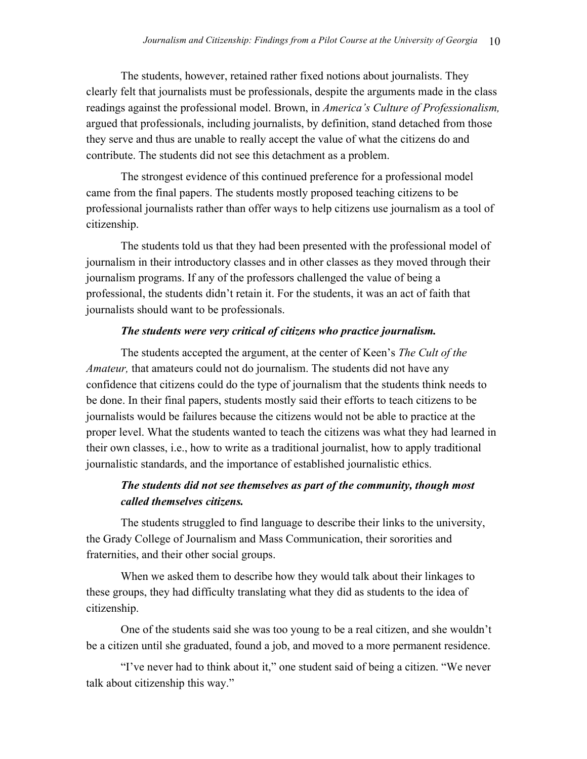The students, however, retained rather fixed notions about journalists. They clearly felt that journalists must be professionals, despite the arguments made in the class readings against the professional model. Brown, in *America's Culture of Professionalism,* argued that professionals, including journalists, by definition, stand detached from those they serve and thus are unable to really accept the value of what the citizens do and contribute. The students did not see this detachment as a problem.

The strongest evidence of this continued preference for a professional model came from the final papers. The students mostly proposed teaching citizens to be professional journalists rather than offer ways to help citizens use journalism as a tool of citizenship.

The students told us that they had been presented with the professional model of journalism in their introductory classes and in other classes as they moved through their journalism programs. If any of the professors challenged the value of being a professional, the students didn't retain it. For the students, it was an act of faith that journalists should want to be professionals.

***The students were very critical of citizens who practice journalism.***

The students accepted the argument, at the center of Keen's *The Cult of the Amateur,* that amateurs could not do journalism. The students did not have any confidence that citizens could do the type of journalism that the students think needs to be done. In their final papers, students mostly said their efforts to teach citizens to be journalists would be failures because the citizens would not be able to practice at the proper level. What the students wanted to teach the citizens was what they had learned in their own classes, i.e., how to write as a traditional journalist, how to apply traditional journalistic standards, and the importance of established journalistic ethics.

***The students did not see themselves as part of the community, though most called themselves citizens.***

The students struggled to find language to describe their links to the university, the Grady College of Journalism and Mass Communication, their sororities and fraternities, and their other social groups.

When we asked them to describe how they would talk about their linkages to these groups, they had difficulty translating what they did as students to the idea of citizenship.

One of the students said she was too young to be a real citizen, and she wouldn't be a citizen until she graduated, found a job, and moved to a more permanent residence.

"I've never had to think about it," one student said of being a citizen. "We never talk about citizenship this way."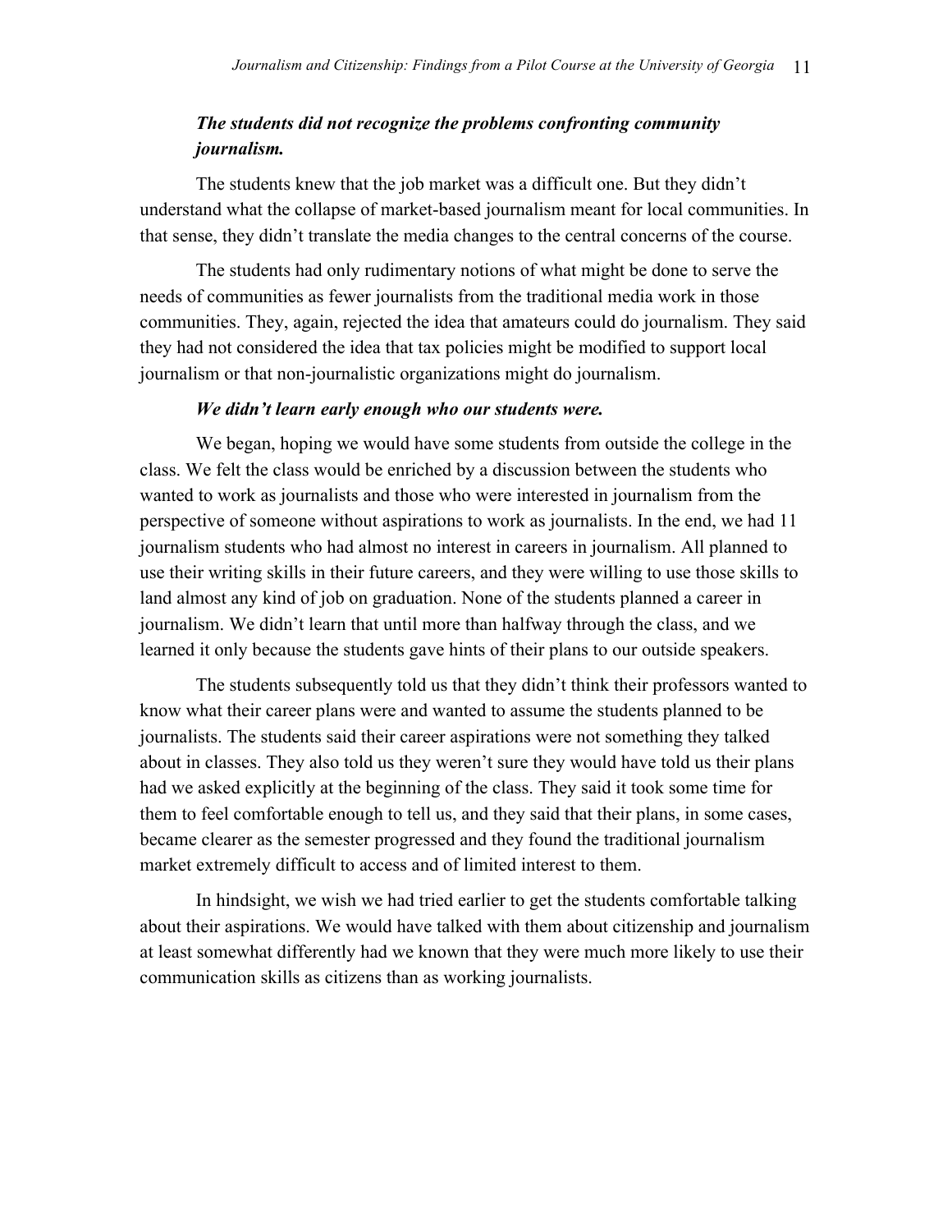***The students did not recognize the problems confronting community journalism.***

The students knew that the job market was a difficult one. But they didn't understand what the collapse of market-based journalism meant for local communities. In that sense, they didn't translate the media changes to the central concerns of the course.

The students had only rudimentary notions of what might be done to serve the needs of communities as fewer journalists from the traditional media work in those communities. They, again, rejected the idea that amateurs could do journalism. They said they had not considered the idea that tax policies might be modified to support local journalism or that non-journalistic organizations might do journalism.

***We didn't learn early enough who our students were.***

We began, hoping we would have some students from outside the college in the class. We felt the class would be enriched by a discussion between the students who wanted to work as journalists and those who were interested in journalism from the perspective of someone without aspirations to work as journalists. In the end, we had 11 journalism students who had almost no interest in careers in journalism. All planned to use their writing skills in their future careers, and they were willing to use those skills to land almost any kind of job on graduation. None of the students planned a career in journalism. We didn't learn that until more than halfway through the class, and we learned it only because the students gave hints of their plans to our outside speakers.

The students subsequently told us that they didn't think their professors wanted to know what their career plans were and wanted to assume the students planned to be journalists. The students said their career aspirations were not something they talked about in classes. They also told us they weren't sure they would have told us their plans had we asked explicitly at the beginning of the class. They said it took some time for them to feel comfortable enough to tell us, and they said that their plans, in some cases, became clearer as the semester progressed and they found the traditional journalism market extremely difficult to access and of limited interest to them.

In hindsight, we wish we had tried earlier to get the students comfortable talking about their aspirations. We would have talked with them about citizenship and journalism at least somewhat differently had we known that they were much more likely to use their communication skills as citizens than as working journalists.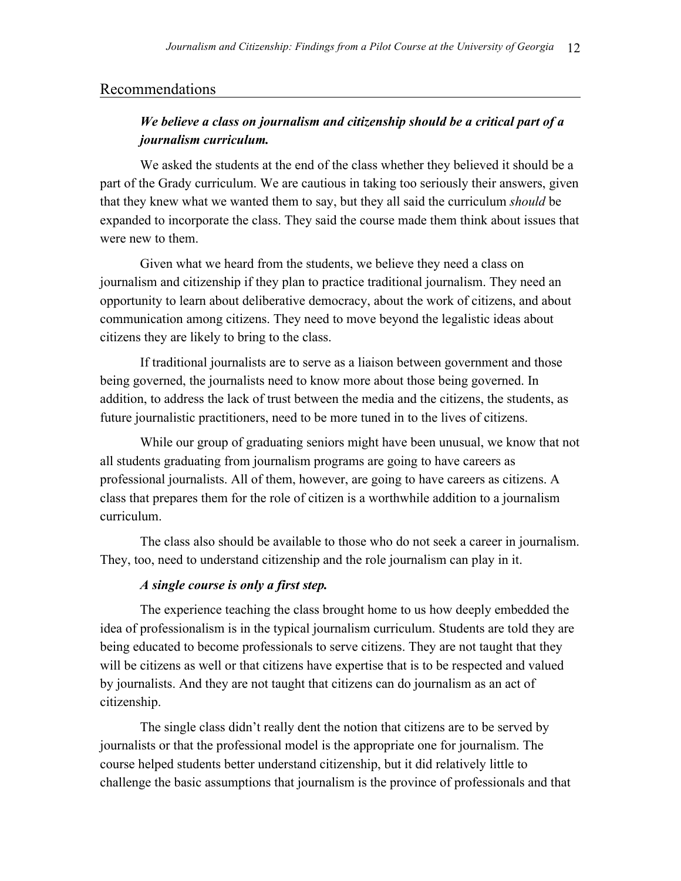## Recommendations

***We believe a class on journalism and citizenship should be a critical part of a journalism curriculum.***

We asked the students at the end of the class whether they believed it should be a part of the Grady curriculum. We are cautious in taking too seriously their answers, given that they knew what we wanted them to say, but they all said the curriculum *should* be expanded to incorporate the class. They said the course made them think about issues that were new to them.

Given what we heard from the students, we believe they need a class on journalism and citizenship if they plan to practice traditional journalism. They need an opportunity to learn about deliberative democracy, about the work of citizens, and about communication among citizens. They need to move beyond the legalistic ideas about citizens they are likely to bring to the class.

If traditional journalists are to serve as a liaison between government and those being governed, the journalists need to know more about those being governed. In addition, to address the lack of trust between the media and the citizens, the students, as future journalistic practitioners, need to be more tuned in to the lives of citizens.

While our group of graduating seniors might have been unusual, we know that not all students graduating from journalism programs are going to have careers as professional journalists. All of them, however, are going to have careers as citizens. A class that prepares them for the role of citizen is a worthwhile addition to a journalism curriculum.

The class also should be available to those who do not seek a career in journalism. They, too, need to understand citizenship and the role journalism can play in it.

***A single course is only a first step.***

The experience teaching the class brought home to us how deeply embedded the idea of professionalism is in the typical journalism curriculum. Students are told they are being educated to become professionals to serve citizens. They are not taught that they will be citizens as well or that citizens have expertise that is to be respected and valued by journalists. And they are not taught that citizens can do journalism as an act of citizenship.

The single class didn't really dent the notion that citizens are to be served by journalists or that the professional model is the appropriate one for journalism. The course helped students better understand citizenship, but it did relatively little to challenge the basic assumptions that journalism is the province of professionals and that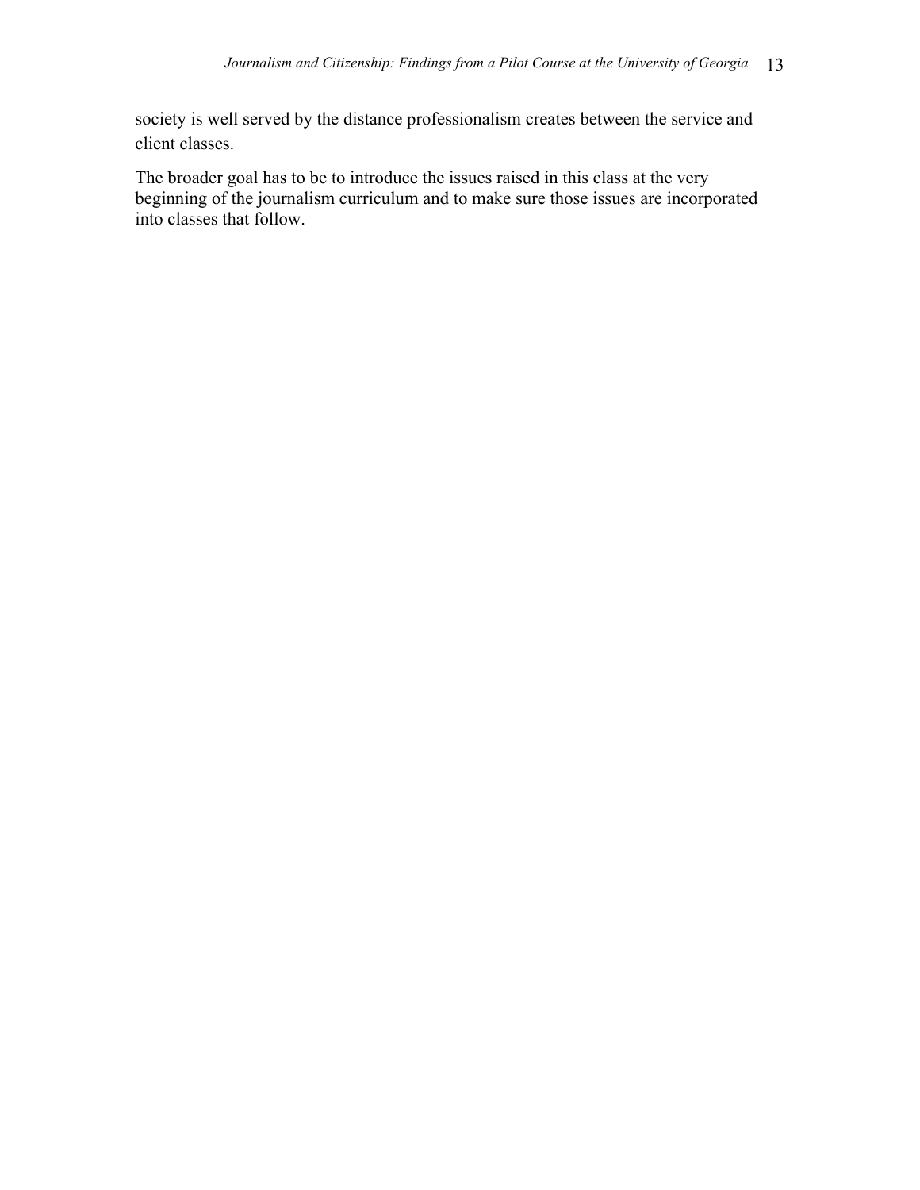society is well served by the distance professionalism creates between the service and client classes.

The broader goal has to be to introduce the issues raised in this class at the very beginning of the journalism curriculum and to make sure those issues are incorporated into classes that follow.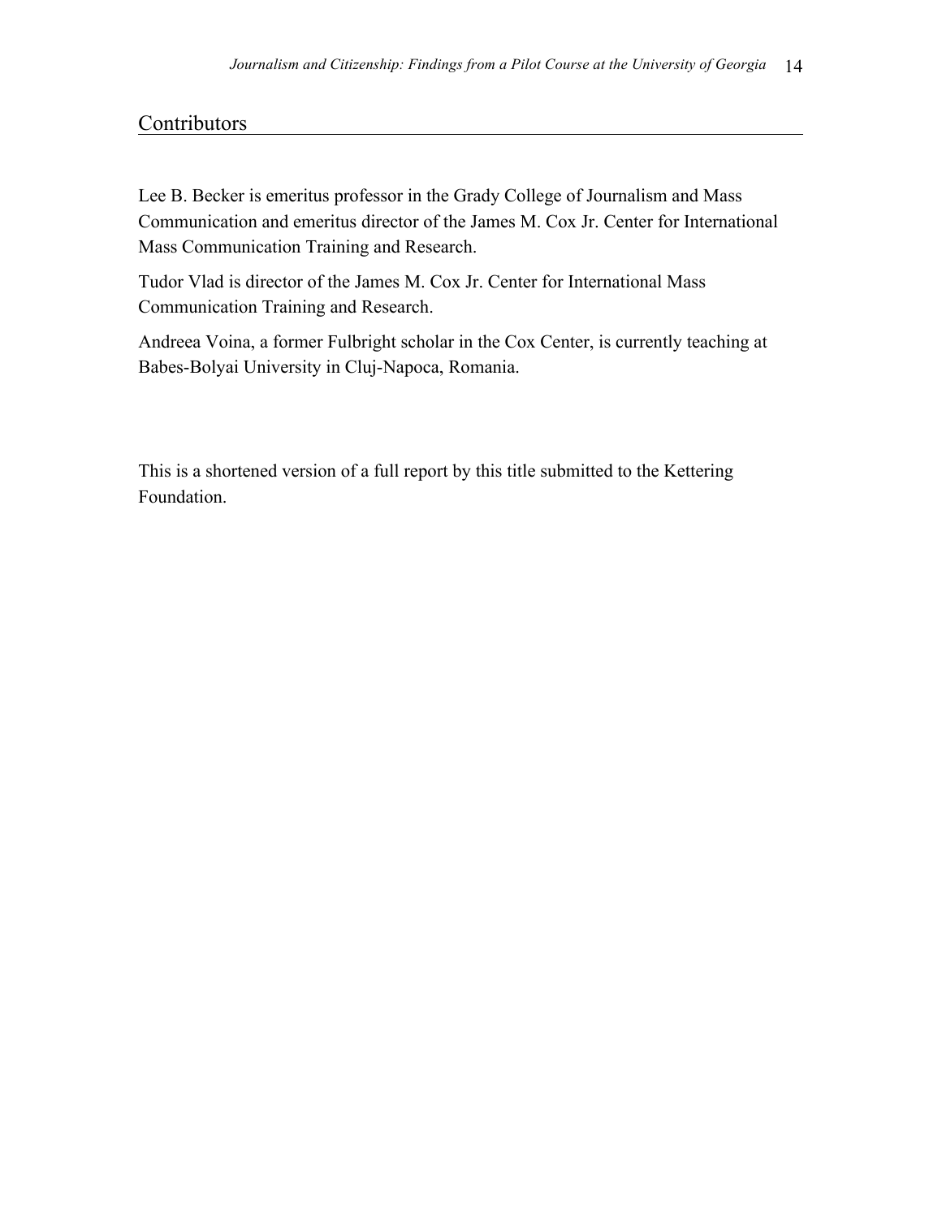## Contributors

Lee B. Becker is emeritus professor in the Grady College of Journalism and Mass Communication and emeritus director of the James M. Cox Jr. Center for International Mass Communication Training and Research.

Tudor Vlad is director of the James M. Cox Jr. Center for International Mass Communication Training and Research.

Andreea Voina, a former Fulbright scholar in the Cox Center, is currently teaching at Babes-Bolyai University in Cluj-Napoca, Romania.

This is a shortened version of a full report by this title submitted to the Kettering Foundation.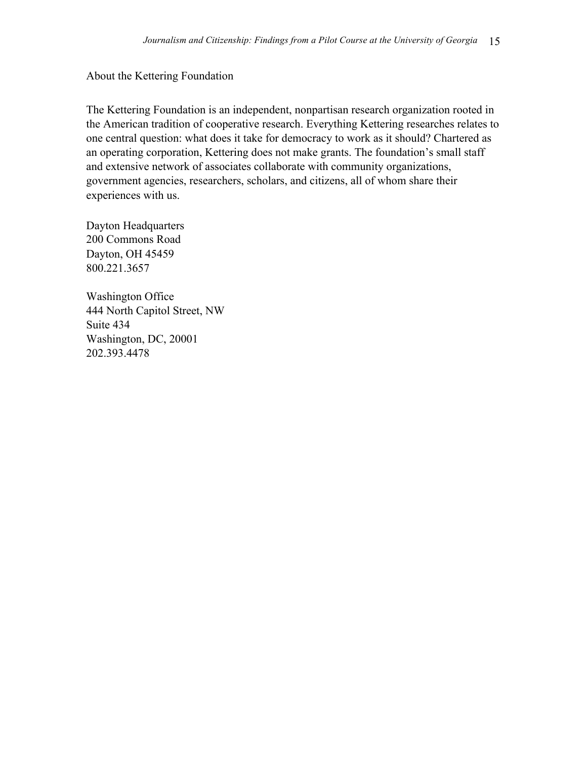## About the Kettering Foundation

The Kettering Foundation is an independent, nonpartisan research organization rooted in the American tradition of cooperative research. Everything Kettering researches relates to one central question: what does it take for democracy to work as it should? Chartered as an operating corporation, Kettering does not make grants. The foundation's small staff and extensive network of associates collaborate with community organizations, government agencies, researchers, scholars, and citizens, all of whom share their experiences with us.

Dayton Headquarters
200 Commons Road
Dayton, OH 45459
800.221.3657

Washington Office
444 North Capitol Street, NW
Suite 434
Washington, DC, 20001
202.393.4478